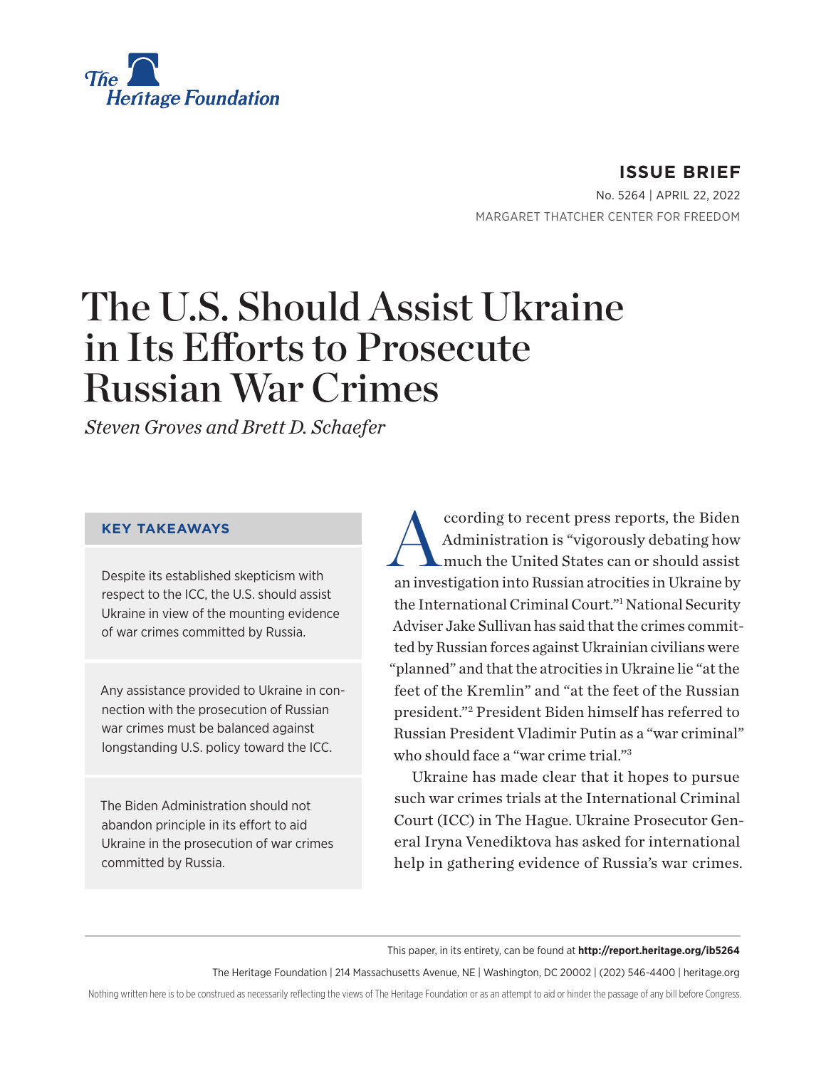**ISSUE BRIEF**

No. 5264 | APRIL 22, 2022

MARGARET THATCHER CENTER FOR FREEDOM

# The U.S. Should Assist Ukraine in Its Efforts to Prosecute Russian War Crimes

*Steven Groves and Brett D. Schaefer*

### KEY TAKEAWAYS

Despite its established skepticism with respect to the ICC, the U.S. should assist Ukraine in view of the mounting evidence of war crimes committed by Russia.

Any assistance provided to Ukraine in connection with the prosecution of Russian war crimes must be balanced against longstanding U.S. policy toward the ICC.

The Biden Administration should not abandon principle in its effort to aid Ukraine in the prosecution of war crimes committed by Russia.

According to recent press reports, the Biden Administration is "vigorously debating how much the United States can or should assist an investigation into Russian atrocities in Ukraine by the International Criminal Court."[1] National Security Adviser Jake Sullivan has said that the crimes committed by Russian forces against Ukrainian civilians were "planned" and that the atrocities in Ukraine lie "at the feet of the Kremlin" and "at the feet of the Russian president."[2] President Biden himself has referred to Russian President Vladimir Putin as a "war criminal" who should face a "war crime trial."[3]

Ukraine has made clear that it hopes to pursue such war crimes trials at the International Criminal Court (ICC) in The Hague. Ukraine Prosecutor General Iryna Venediktova has asked for international help in gathering evidence of Russia's war crimes.

This paper, in its entirety, can be found at **http://report.heritage.org/ib5264**

The Heritage Foundation | 214 Massachusetts Avenue, NE | Washington, DC 20002 | (202) 546-4400 | heritage.org

Nothing written here is to be construed as necessarily reflecting the views of The Heritage Foundation or as an attempt to aid or hinder the passage of any bill before Congress.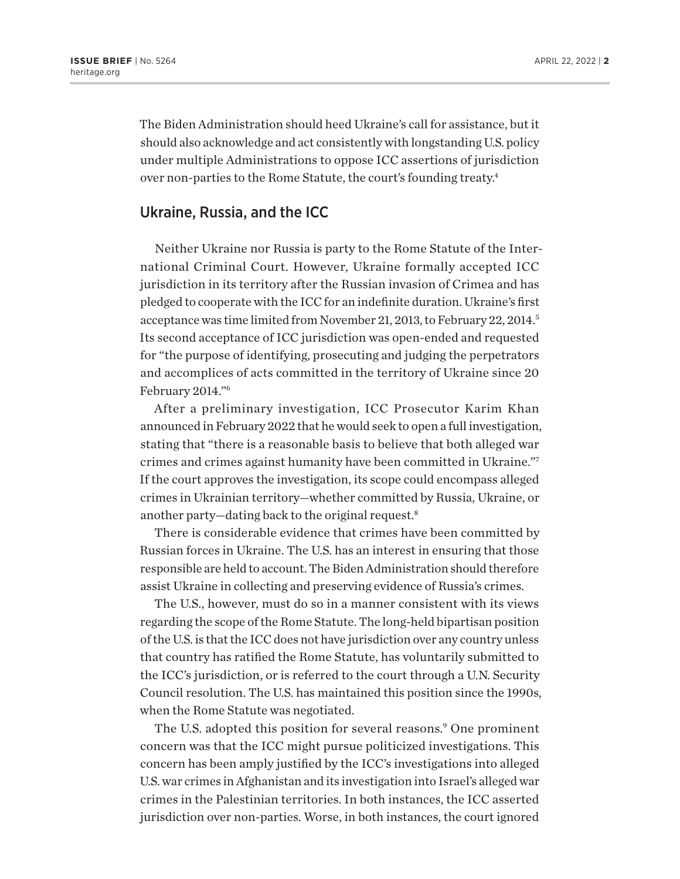The Biden Administration should heed Ukraine's call for assistance, but it should also acknowledge and act consistently with longstanding U.S. policy under multiple Administrations to oppose ICC assertions of jurisdiction over non-parties to the Rome Statute, the court's founding treaty.[4]

## Ukraine, Russia, and the ICC

Neither Ukraine nor Russia is party to the Rome Statute of the International Criminal Court. However, Ukraine formally accepted ICC jurisdiction in its territory after the Russian invasion of Crimea and has pledged to cooperate with the ICC for an indefinite duration. Ukraine's first acceptance was time limited from November 21, 2013, to February 22, 2014.[5] Its second acceptance of ICC jurisdiction was open-ended and requested for "the purpose of identifying, prosecuting and judging the perpetrators and accomplices of acts committed in the territory of Ukraine since 20 February 2014."[6]

After a preliminary investigation, ICC Prosecutor Karim Khan announced in February 2022 that he would seek to open a full investigation, stating that "there is a reasonable basis to believe that both alleged war crimes and crimes against humanity have been committed in Ukraine."[7] If the court approves the investigation, its scope could encompass alleged crimes in Ukrainian territory—whether committed by Russia, Ukraine, or another party—dating back to the original request.[8]

There is considerable evidence that crimes have been committed by Russian forces in Ukraine. The U.S. has an interest in ensuring that those responsible are held to account. The Biden Administration should therefore assist Ukraine in collecting and preserving evidence of Russia's crimes.

The U.S., however, must do so in a manner consistent with its views regarding the scope of the Rome Statute. The long-held bipartisan position of the U.S. is that the ICC does not have jurisdiction over any country unless that country has ratified the Rome Statute, has voluntarily submitted to the ICC's jurisdiction, or is referred to the court through a U.N. Security Council resolution. The U.S. has maintained this position since the 1990s, when the Rome Statute was negotiated.

The U.S. adopted this position for several reasons.[9] One prominent concern was that the ICC might pursue politicized investigations. This concern has been amply justified by the ICC's investigations into alleged U.S. war crimes in Afghanistan and its investigation into Israel's alleged war crimes in the Palestinian territories. In both instances, the ICC asserted jurisdiction over non-parties. Worse, in both instances, the court ignored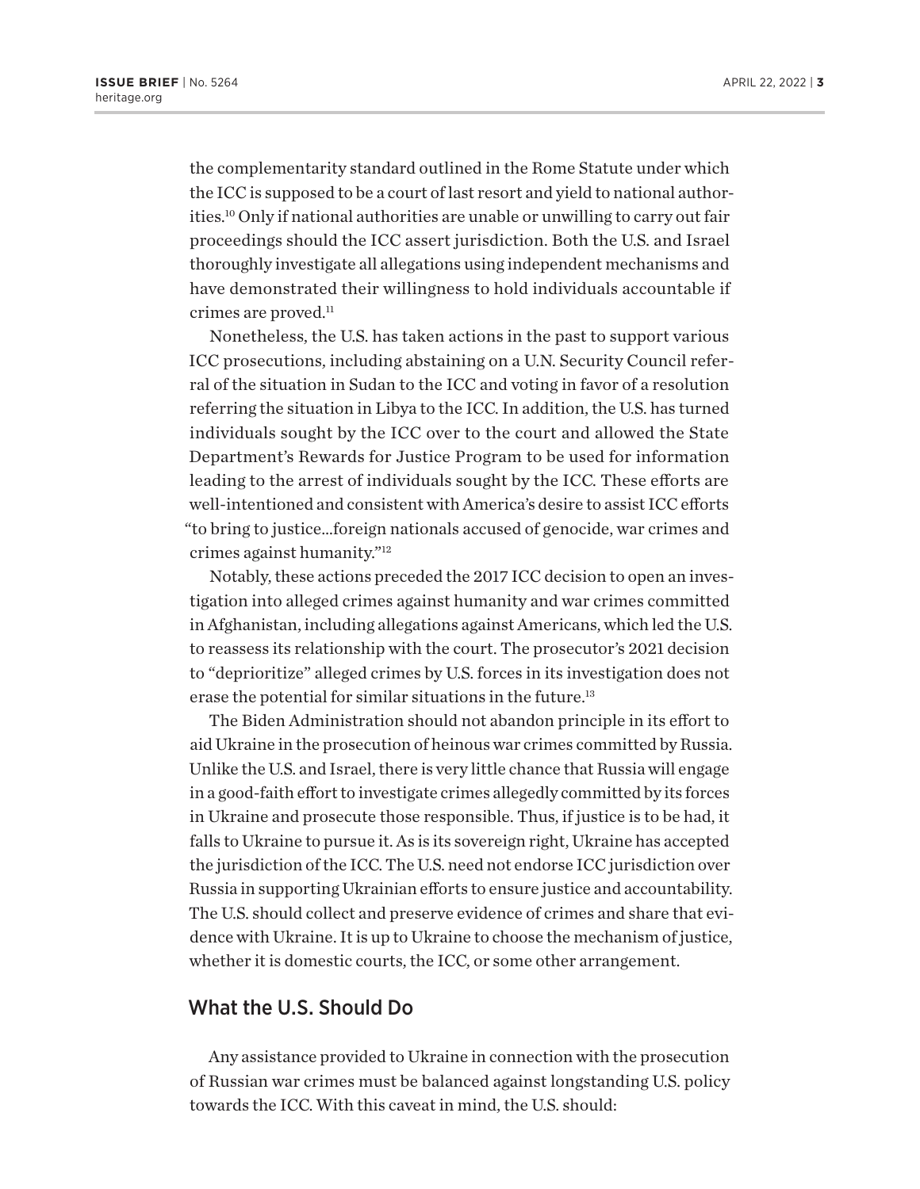the complementarity standard outlined in the Rome Statute under which the ICC is supposed to be a court of last resort and yield to national authorities.[10] Only if national authorities are unable or unwilling to carry out fair proceedings should the ICC assert jurisdiction. Both the U.S. and Israel thoroughly investigate all allegations using independent mechanisms and have demonstrated their willingness to hold individuals accountable if crimes are proved.[11]

Nonetheless, the U.S. has taken actions in the past to support various ICC prosecutions, including abstaining on a U.N. Security Council referral of the situation in Sudan to the ICC and voting in favor of a resolution referring the situation in Libya to the ICC. In addition, the U.S. has turned individuals sought by the ICC over to the court and allowed the State Department's Rewards for Justice Program to be used for information leading to the arrest of individuals sought by the ICC. These efforts are well-intentioned and consistent with America's desire to assist ICC efforts "to bring to justice...foreign nationals accused of genocide, war crimes and crimes against humanity."[12]

Notably, these actions preceded the 2017 ICC decision to open an investigation into alleged crimes against humanity and war crimes committed in Afghanistan, including allegations against Americans, which led the U.S. to reassess its relationship with the court. The prosecutor's 2021 decision to "deprioritize" alleged crimes by U.S. forces in its investigation does not erase the potential for similar situations in the future.[13]

The Biden Administration should not abandon principle in its effort to aid Ukraine in the prosecution of heinous war crimes committed by Russia. Unlike the U.S. and Israel, there is very little chance that Russia will engage in a good-faith effort to investigate crimes allegedly committed by its forces in Ukraine and prosecute those responsible. Thus, if justice is to be had, it falls to Ukraine to pursue it. As is its sovereign right, Ukraine has accepted the jurisdiction of the ICC. The U.S. need not endorse ICC jurisdiction over Russia in supporting Ukrainian efforts to ensure justice and accountability. The U.S. should collect and preserve evidence of crimes and share that evidence with Ukraine. It is up to Ukraine to choose the mechanism of justice, whether it is domestic courts, the ICC, or some other arrangement.

## What the U.S. Should Do

Any assistance provided to Ukraine in connection with the prosecution of Russian war crimes must be balanced against longstanding U.S. policy towards the ICC. With this caveat in mind, the U.S. should: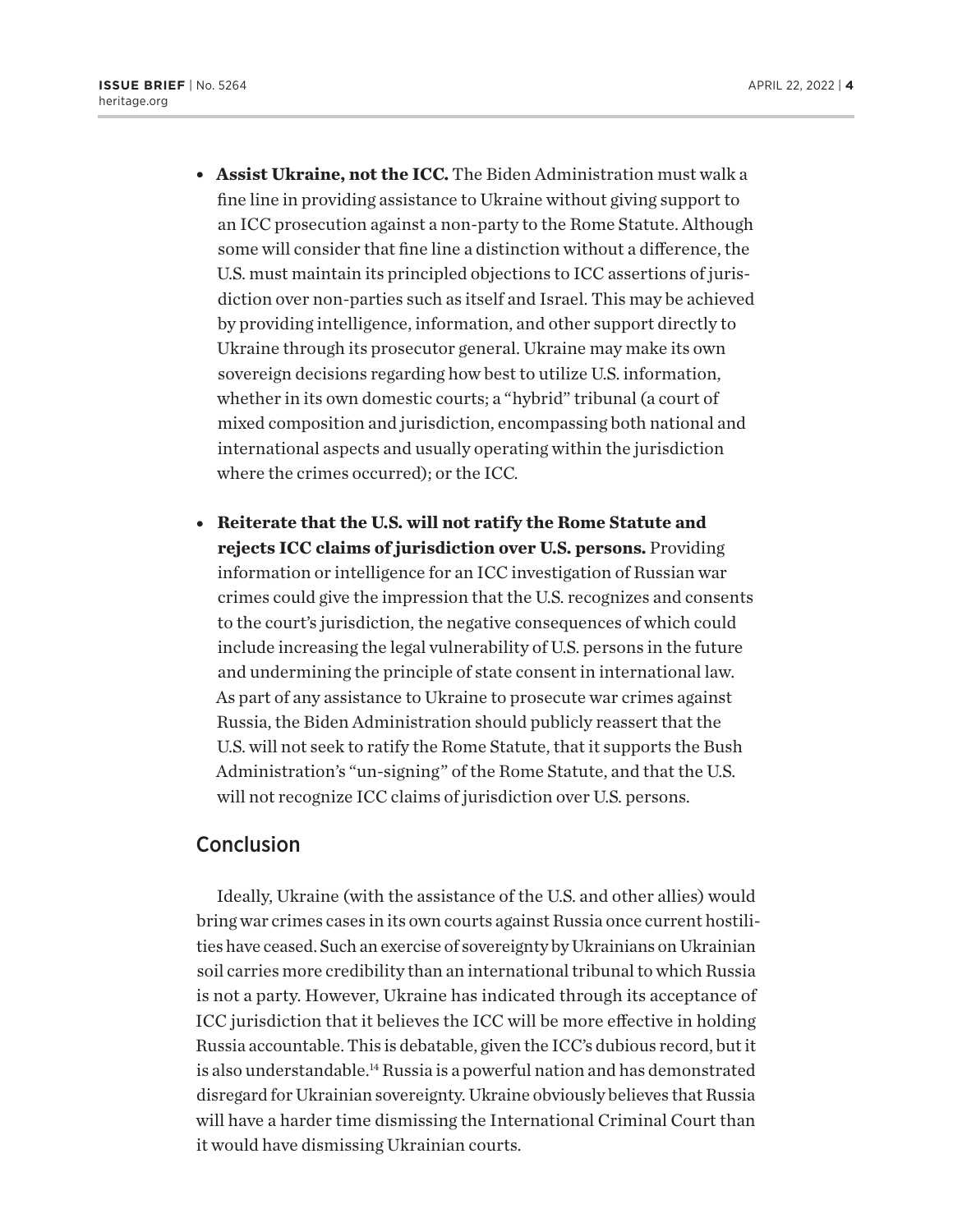- **Assist Ukraine, not the ICC.** The Biden Administration must walk a fine line in providing assistance to Ukraine without giving support to an ICC prosecution against a non-party to the Rome Statute. Although some will consider that fine line a distinction without a difference, the U.S. must maintain its principled objections to ICC assertions of jurisdiction over non-parties such as itself and Israel. This may be achieved by providing intelligence, information, and other support directly to Ukraine through its prosecutor general. Ukraine may make its own sovereign decisions regarding how best to utilize U.S. information, whether in its own domestic courts; a "hybrid" tribunal (a court of mixed composition and jurisdiction, encompassing both national and international aspects and usually operating within the jurisdiction where the crimes occurred); or the ICC.

- **Reiterate that the U.S. will not ratify the Rome Statute and rejects ICC claims of jurisdiction over U.S. persons.** Providing information or intelligence for an ICC investigation of Russian war crimes could give the impression that the U.S. recognizes and consents to the court's jurisdiction, the negative consequences of which could include increasing the legal vulnerability of U.S. persons in the future and undermining the principle of state consent in international law. As part of any assistance to Ukraine to prosecute war crimes against Russia, the Biden Administration should publicly reassert that the U.S. will not seek to ratify the Rome Statute, that it supports the Bush Administration's "un-signing" of the Rome Statute, and that the U.S. will not recognize ICC claims of jurisdiction over U.S. persons.

## Conclusion

Ideally, Ukraine (with the assistance of the U.S. and other allies) would bring war crimes cases in its own courts against Russia once current hostilities have ceased. Such an exercise of sovereignty by Ukrainians on Ukrainian soil carries more credibility than an international tribunal to which Russia is not a party. However, Ukraine has indicated through its acceptance of ICC jurisdiction that it believes the ICC will be more effective in holding Russia accountable. This is debatable, given the ICC's dubious record, but it is also understandable.[14] Russia is a powerful nation and has demonstrated disregard for Ukrainian sovereignty. Ukraine obviously believes that Russia will have a harder time dismissing the International Criminal Court than it would have dismissing Ukrainian courts.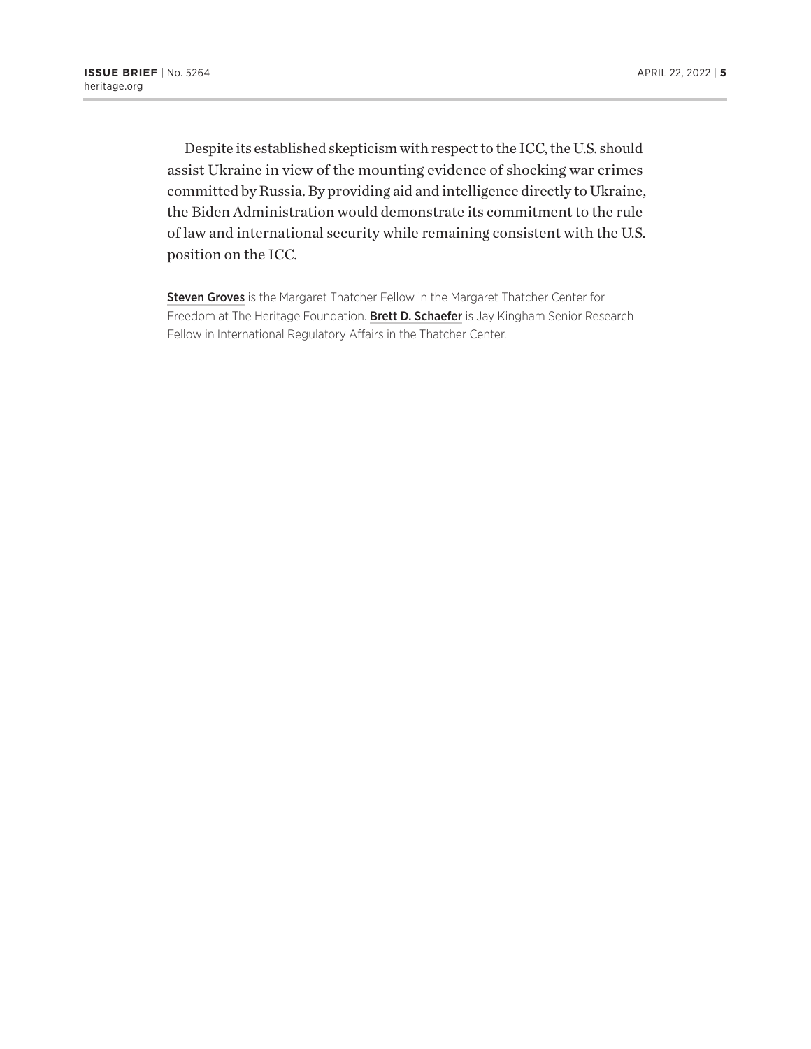Despite its established skepticism with respect to the ICC, the U.S. should assist Ukraine in view of the mounting evidence of shocking war crimes committed by Russia. By providing aid and intelligence directly to Ukraine, the Biden Administration would demonstrate its commitment to the rule of law and international security while remaining consistent with the U.S. position on the ICC.

**Steven Groves** is the Margaret Thatcher Fellow in the Margaret Thatcher Center for Freedom at The Heritage Foundation. **Brett D. Schaefer** is Jay Kingham Senior Research Fellow in International Regulatory Affairs in the Thatcher Center.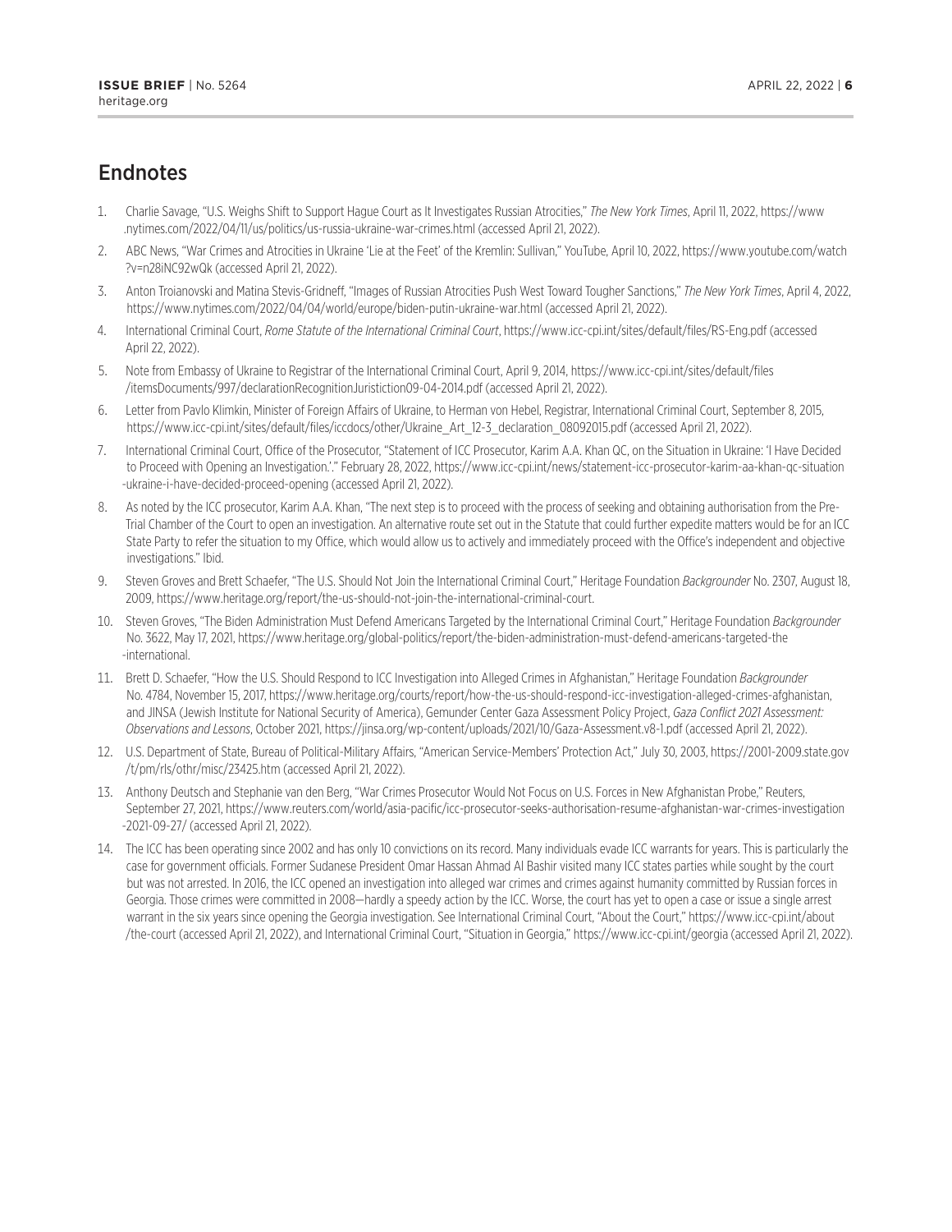## Endnotes

1. Charlie Savage, "U.S. Weighs Shift to Support Hague Court as It Investigates Russian Atrocities," *The New York Times*, April 11, 2022, https://www.nytimes.com/2022/04/11/us/politics/us-russia-ukraine-war-crimes.html (accessed April 21, 2022).
2. ABC News, "War Crimes and Atrocities in Ukraine 'Lie at the Feet' of the Kremlin: Sullivan," YouTube, April 10, 2022, https://www.youtube.com/watch?v=n28iNC92wQk (accessed April 21, 2022).
3. Anton Troianovski and Matina Stevis-Gridneff, "Images of Russian Atrocities Push West Toward Tougher Sanctions," *The New York Times*, April 4, 2022, https://www.nytimes.com/2022/04/04/world/europe/biden-putin-ukraine-war.html (accessed April 21, 2022).
4. International Criminal Court, *Rome Statute of the International Criminal Court*, https://www.icc-cpi.int/sites/default/files/RS-Eng.pdf (accessed April 22, 2022).
5. Note from Embassy of Ukraine to Registrar of the International Criminal Court, April 9, 2014, https://www.icc-cpi.int/sites/default/files/itemsDocuments/997/declarationRecognitionJuristiction09-04-2014.pdf (accessed April 21, 2022).
6. Letter from Pavlo Klimkin, Minister of Foreign Affairs of Ukraine, to Herman von Hebel, Registrar, International Criminal Court, September 8, 2015, https://www.icc-cpi.int/sites/default/files/iccdocs/other/Ukraine_Art_12-3_declaration_08092015.pdf (accessed April 21, 2022).
7. International Criminal Court, Office of the Prosecutor, "Statement of ICC Prosecutor, Karim A.A. Khan QC, on the Situation in Ukraine: 'I Have Decided to Proceed with Opening an Investigation.'." February 28, 2022, https://www.icc-cpi.int/news/statement-icc-prosecutor-karim-aa-khan-qc-situation-ukraine-i-have-decided-proceed-opening (accessed April 21, 2022).
8. As noted by the ICC prosecutor, Karim A.A. Khan, "The next step is to proceed with the process of seeking and obtaining authorisation from the Pre-Trial Chamber of the Court to open an investigation. An alternative route set out in the Statute that could further expedite matters would be for an ICC State Party to refer the situation to my Office, which would allow us to actively and immediately proceed with the Office's independent and objective investigations." Ibid.
9. Steven Groves and Brett Schaefer, "The U.S. Should Not Join the International Criminal Court," Heritage Foundation *Backgrounder* No. 2307, August 18, 2009, https://www.heritage.org/report/the-us-should-not-join-the-international-criminal-court.
10. Steven Groves, "The Biden Administration Must Defend Americans Targeted by the International Criminal Court," Heritage Foundation *Backgrounder* No. 3622, May 17, 2021, https://www.heritage.org/global-politics/report/the-biden-administration-must-defend-americans-targeted-the-international.
11. Brett D. Schaefer, "How the U.S. Should Respond to ICC Investigation into Alleged Crimes in Afghanistan," Heritage Foundation *Backgrounder* No. 4784, November 15, 2017, https://www.heritage.org/courts/report/how-the-us-should-respond-icc-investigation-alleged-crimes-afghanistan, and JINSA (Jewish Institute for National Security of America), Gemunder Center Gaza Assessment Policy Project, *Gaza Conflict 2021 Assessment: Observations and Lessons*, October 2021, https://jinsa.org/wp-content/uploads/2021/10/Gaza-Assessment.v8-1.pdf (accessed April 21, 2022).
12. U.S. Department of State, Bureau of Political-Military Affairs, "American Service-Members' Protection Act," July 30, 2003, https://2001-2009.state.gov/t/pm/rls/othr/misc/23425.htm (accessed April 21, 2022).
13. Anthony Deutsch and Stephanie van den Berg, "War Crimes Prosecutor Would Not Focus on U.S. Forces in New Afghanistan Probe," Reuters, September 27, 2021, https://www.reuters.com/world/asia-pacific/icc-prosecutor-seeks-authorisation-resume-afghanistan-war-crimes-investigation-2021-09-27/ (accessed April 21, 2022).
14. The ICC has been operating since 2002 and has only 10 convictions on its record. Many individuals evade ICC warrants for years. This is particularly the case for government officials. Former Sudanese President Omar Hassan Ahmad Al Bashir visited many ICC states parties while sought by the court but was not arrested. In 2016, the ICC opened an investigation into alleged war crimes and crimes against humanity committed by Russian forces in Georgia. Those crimes were committed in 2008—hardly a speedy action by the ICC. Worse, the court has yet to open a case or issue a single arrest warrant in the six years since opening the Georgia investigation. See International Criminal Court, "About the Court," https://www.icc-cpi.int/about/the-court (accessed April 21, 2022), and International Criminal Court, "Situation in Georgia," https://www.icc-cpi.int/georgia (accessed April 21, 2022).